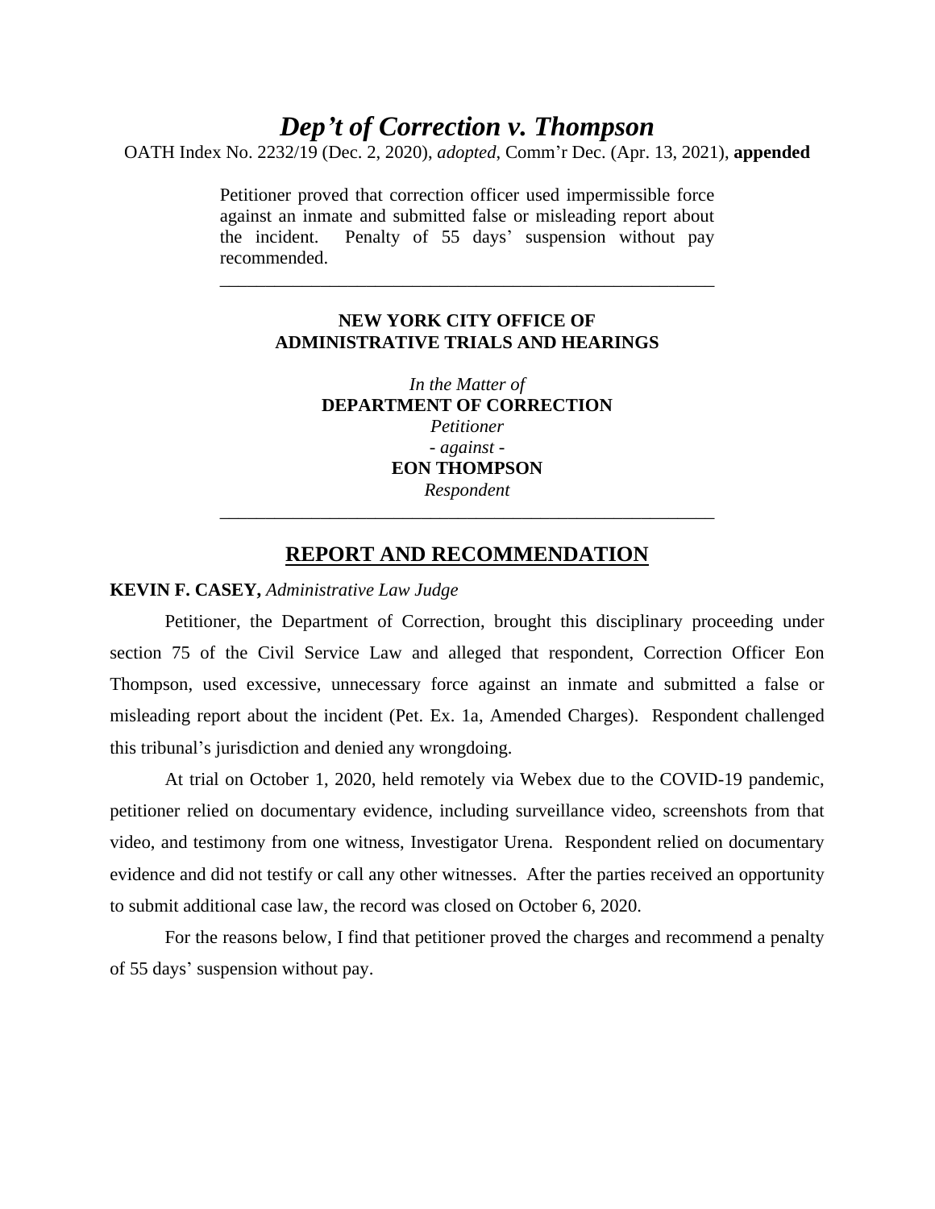# *Dep't of Correction v. Thompson*

OATH Index No. 2232/19 (Dec. 2, 2020), *adopted*, Comm'r Dec. (Apr. 13, 2021), **appended**

Petitioner proved that correction officer used impermissible force against an inmate and submitted false or misleading report about the incident. Penalty of 55 days' suspension without pay recommended.

---

**NEW YORK CITY OFFICE OF ADMINISTRATIVE TRIALS AND HEARINGS**

*In the Matter of*
**DEPARTMENT OF CORRECTION**
*Petitioner*
*- against -*
**EON THOMPSON**
*Respondent*

---

## REPORT AND RECOMMENDATION

**KEVIN F. CASEY,** *Administrative Law Judge*

Petitioner, the Department of Correction, brought this disciplinary proceeding under section 75 of the Civil Service Law and alleged that respondent, Correction Officer Eon Thompson, used excessive, unnecessary force against an inmate and submitted a false or misleading report about the incident (Pet. Ex. 1a, Amended Charges). Respondent challenged this tribunal's jurisdiction and denied any wrongdoing.

At trial on October 1, 2020, held remotely via Webex due to the COVID-19 pandemic, petitioner relied on documentary evidence, including surveillance video, screenshots from that video, and testimony from one witness, Investigator Urena. Respondent relied on documentary evidence and did not testify or call any other witnesses. After the parties received an opportunity to submit additional case law, the record was closed on October 6, 2020.

For the reasons below, I find that petitioner proved the charges and recommend a penalty of 55 days' suspension without pay.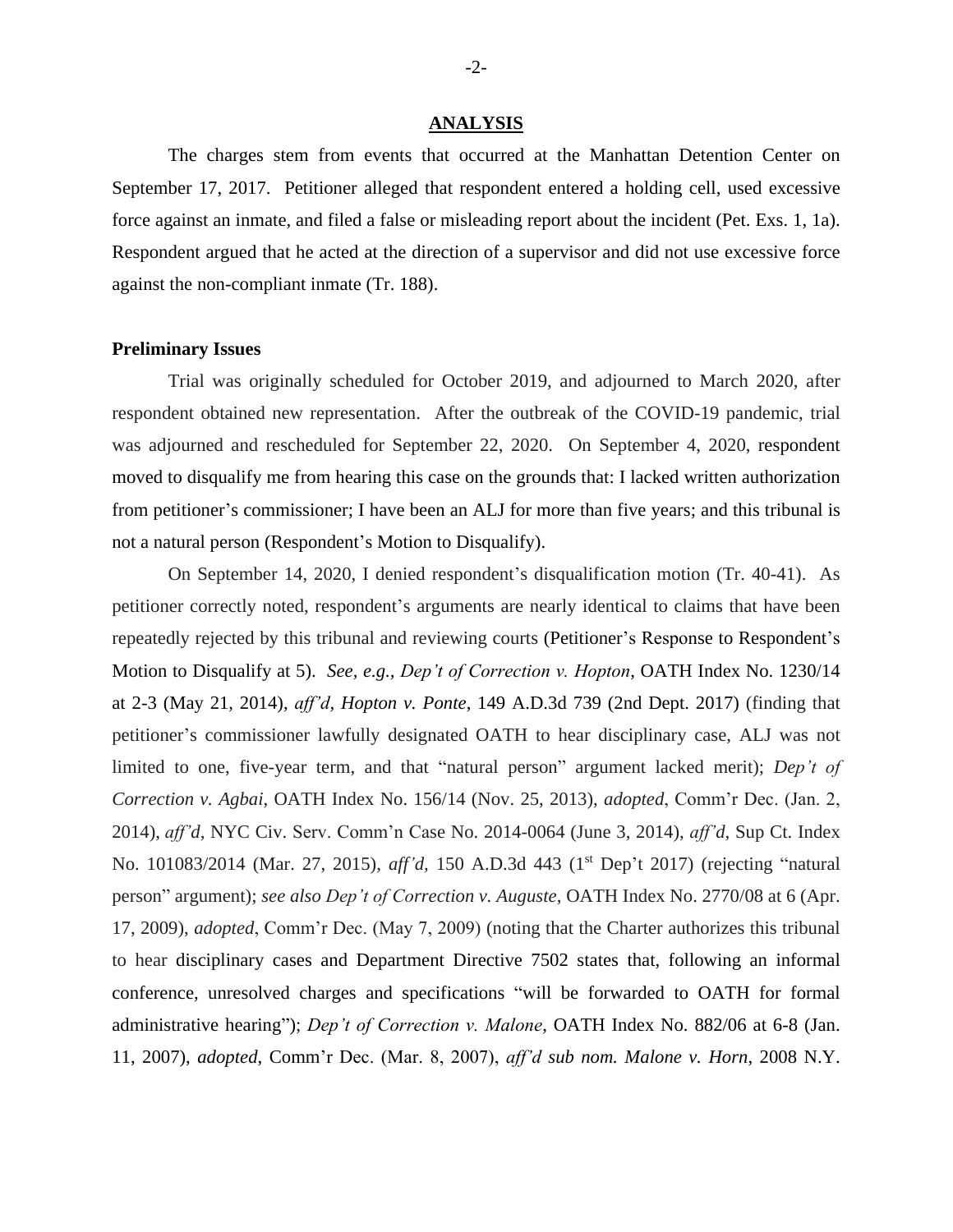## ANALYSIS

The charges stem from events that occurred at the Manhattan Detention Center on September 17, 2017. Petitioner alleged that respondent entered a holding cell, used excessive force against an inmate, and filed a false or misleading report about the incident (Pet. Exs. 1, 1a). Respondent argued that he acted at the direction of a supervisor and did not use excessive force against the non-compliant inmate (Tr. 188).

### Preliminary Issues

Trial was originally scheduled for October 2019, and adjourned to March 2020, after respondent obtained new representation. After the outbreak of the COVID-19 pandemic, trial was adjourned and rescheduled for September 22, 2020. On September 4, 2020, respondent moved to disqualify me from hearing this case on the grounds that: I lacked written authorization from petitioner's commissioner; I have been an ALJ for more than five years; and this tribunal is not a natural person (Respondent's Motion to Disqualify).

On September 14, 2020, I denied respondent's disqualification motion (Tr. 40-41). As petitioner correctly noted, respondent's arguments are nearly identical to claims that have been repeatedly rejected by this tribunal and reviewing courts (Petitioner's Response to Respondent's Motion to Disqualify at 5). *See, e.g., Dep't of Correction v. Hopton*, OATH Index No. 1230/14 at 2-3 (May 21, 2014), *aff'd*, *Hopton v. Ponte*, 149 A.D.3d 739 (2nd Dept. 2017) (finding that petitioner's commissioner lawfully designated OATH to hear disciplinary case, ALJ was not limited to one, five-year term, and that "natural person" argument lacked merit); *Dep't of Correction v. Agbai*, OATH Index No. 156/14 (Nov. 25, 2013), *adopted*, Comm'r Dec. (Jan. 2, 2014), *aff'd*, NYC Civ. Serv. Comm'n Case No. 2014-0064 (June 3, 2014), *aff'd*, Sup Ct. Index No. 101083/2014 (Mar. 27, 2015), *aff'd*, 150 A.D.3d 443 (1st Dep't 2017) (rejecting "natural person" argument); *see also Dep't of Correction v. Auguste*, OATH Index No. 2770/08 at 6 (Apr. 17, 2009), *adopted*, Comm'r Dec. (May 7, 2009) (noting that the Charter authorizes this tribunal to hear disciplinary cases and Department Directive 7502 states that, following an informal conference, unresolved charges and specifications "will be forwarded to OATH for formal administrative hearing"); *Dep't of Correction v. Malone*, OATH Index No. 882/06 at 6-8 (Jan. 11, 2007), *adopted*, Comm'r Dec. (Mar. 8, 2007), *aff'd sub nom. Malone v. Horn*, 2008 N.Y.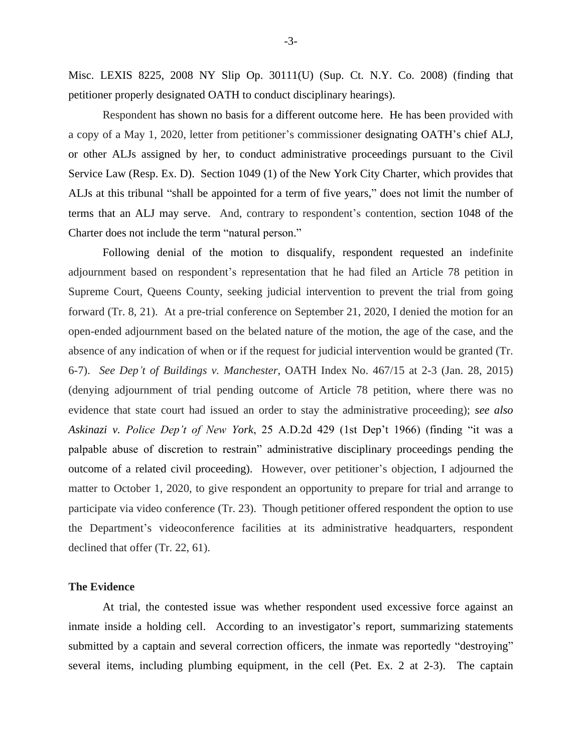Misc. LEXIS 8225, 2008 NY Slip Op. 30111(U) (Sup. Ct. N.Y. Co. 2008) (finding that petitioner properly designated OATH to conduct disciplinary hearings).

Respondent has shown no basis for a different outcome here. He has been provided with a copy of a May 1, 2020, letter from petitioner's commissioner designating OATH's chief ALJ, or other ALJs assigned by her, to conduct administrative proceedings pursuant to the Civil Service Law (Resp. Ex. D). Section 1049 (1) of the New York City Charter, which provides that ALJs at this tribunal "shall be appointed for a term of five years," does not limit the number of terms that an ALJ may serve. And, contrary to respondent's contention, section 1048 of the Charter does not include the term "natural person."

Following denial of the motion to disqualify, respondent requested an indefinite adjournment based on respondent's representation that he had filed an Article 78 petition in Supreme Court, Queens County, seeking judicial intervention to prevent the trial from going forward (Tr. 8, 21). At a pre-trial conference on September 21, 2020, I denied the motion for an open-ended adjournment based on the belated nature of the motion, the age of the case, and the absence of any indication of when or if the request for judicial intervention would be granted (Tr. 6-7). *See Dep't of Buildings v. Manchester*, OATH Index No. 467/15 at 2-3 (Jan. 28, 2015) (denying adjournment of trial pending outcome of Article 78 petition, where there was no evidence that state court had issued an order to stay the administrative proceeding); *see also Askinazi v. Police Dep't of New York*, 25 A.D.2d 429 (1st Dep't 1966) (finding "it was a palpable abuse of discretion to restrain" administrative disciplinary proceedings pending the outcome of a related civil proceeding). However, over petitioner's objection, I adjourned the matter to October 1, 2020, to give respondent an opportunity to prepare for trial and arrange to participate via video conference (Tr. 23). Though petitioner offered respondent the option to use the Department's videoconference facilities at its administrative headquarters, respondent declined that offer (Tr. 22, 61).

**The Evidence**

At trial, the contested issue was whether respondent used excessive force against an inmate inside a holding cell. According to an investigator's report, summarizing statements submitted by a captain and several correction officers, the inmate was reportedly "destroying" several items, including plumbing equipment, in the cell (Pet. Ex. 2 at 2-3). The captain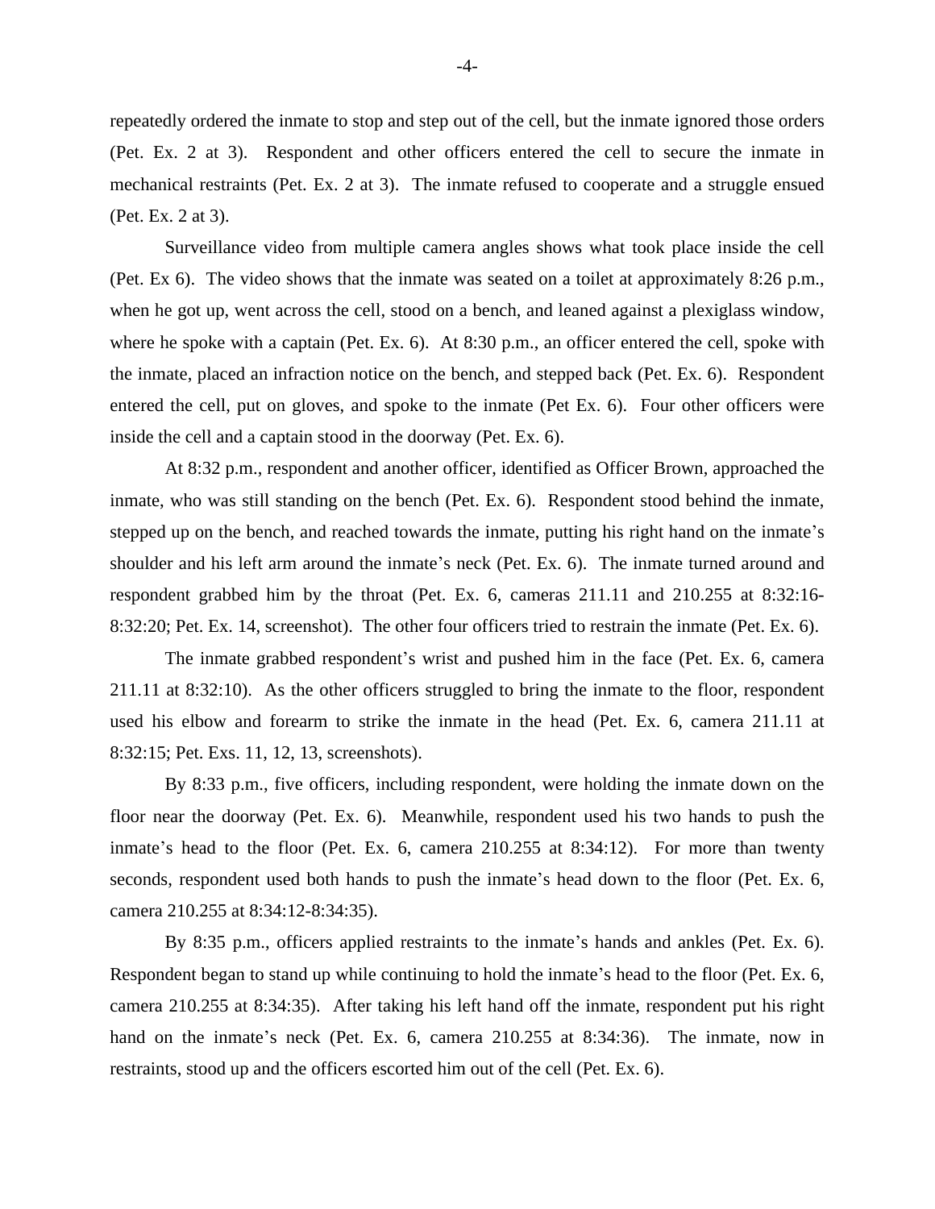repeatedly ordered the inmate to stop and step out of the cell, but the inmate ignored those orders (Pet. Ex. 2 at 3). Respondent and other officers entered the cell to secure the inmate in mechanical restraints (Pet. Ex. 2 at 3). The inmate refused to cooperate and a struggle ensued (Pet. Ex. 2 at 3).

Surveillance video from multiple camera angles shows what took place inside the cell (Pet. Ex 6). The video shows that the inmate was seated on a toilet at approximately 8:26 p.m., when he got up, went across the cell, stood on a bench, and leaned against a plexiglass window, where he spoke with a captain (Pet. Ex. 6). At 8:30 p.m., an officer entered the cell, spoke with the inmate, placed an infraction notice on the bench, and stepped back (Pet. Ex. 6). Respondent entered the cell, put on gloves, and spoke to the inmate (Pet Ex. 6). Four other officers were inside the cell and a captain stood in the doorway (Pet. Ex. 6).

At 8:32 p.m., respondent and another officer, identified as Officer Brown, approached the inmate, who was still standing on the bench (Pet. Ex. 6). Respondent stood behind the inmate, stepped up on the bench, and reached towards the inmate, putting his right hand on the inmate's shoulder and his left arm around the inmate's neck (Pet. Ex. 6). The inmate turned around and respondent grabbed him by the throat (Pet. Ex. 6, cameras 211.11 and 210.255 at 8:32:16-8:32:20; Pet. Ex. 14, screenshot). The other four officers tried to restrain the inmate (Pet. Ex. 6).

The inmate grabbed respondent's wrist and pushed him in the face (Pet. Ex. 6, camera 211.11 at 8:32:10). As the other officers struggled to bring the inmate to the floor, respondent used his elbow and forearm to strike the inmate in the head (Pet. Ex. 6, camera 211.11 at 8:32:15; Pet. Exs. 11, 12, 13, screenshots).

By 8:33 p.m., five officers, including respondent, were holding the inmate down on the floor near the doorway (Pet. Ex. 6). Meanwhile, respondent used his two hands to push the inmate's head to the floor (Pet. Ex. 6, camera 210.255 at 8:34:12). For more than twenty seconds, respondent used both hands to push the inmate's head down to the floor (Pet. Ex. 6, camera 210.255 at 8:34:12-8:34:35).

By 8:35 p.m., officers applied restraints to the inmate's hands and ankles (Pet. Ex. 6). Respondent began to stand up while continuing to hold the inmate's head to the floor (Pet. Ex. 6, camera 210.255 at 8:34:35). After taking his left hand off the inmate, respondent put his right hand on the inmate's neck (Pet. Ex. 6, camera 210.255 at 8:34:36). The inmate, now in restraints, stood up and the officers escorted him out of the cell (Pet. Ex. 6).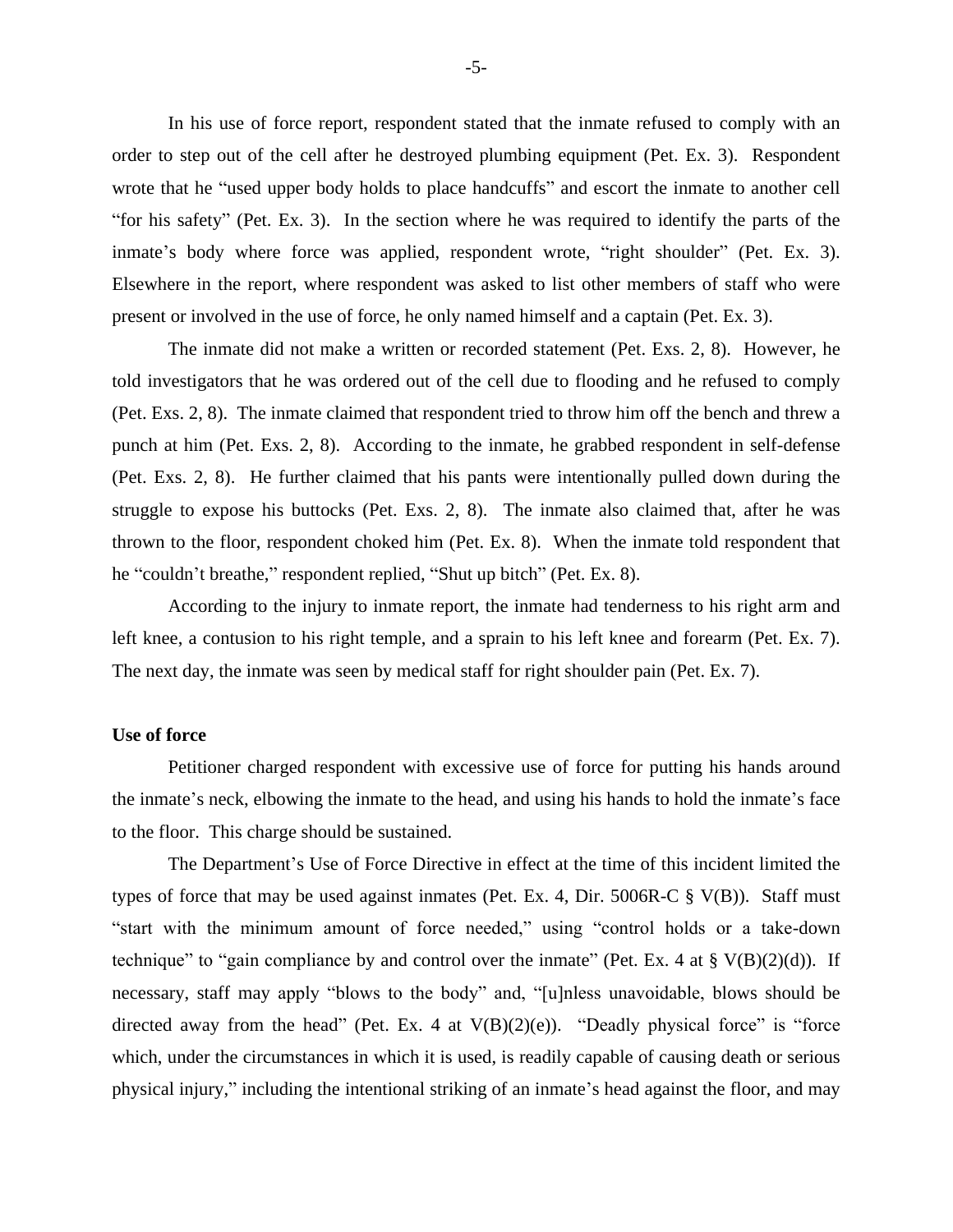In his use of force report, respondent stated that the inmate refused to comply with an order to step out of the cell after he destroyed plumbing equipment (Pet. Ex. 3). Respondent wrote that he "used upper body holds to place handcuffs" and escort the inmate to another cell "for his safety" (Pet. Ex. 3). In the section where he was required to identify the parts of the inmate's body where force was applied, respondent wrote, "right shoulder" (Pet. Ex. 3). Elsewhere in the report, where respondent was asked to list other members of staff who were present or involved in the use of force, he only named himself and a captain (Pet. Ex. 3).

The inmate did not make a written or recorded statement (Pet. Exs. 2, 8). However, he told investigators that he was ordered out of the cell due to flooding and he refused to comply (Pet. Exs. 2, 8). The inmate claimed that respondent tried to throw him off the bench and threw a punch at him (Pet. Exs. 2, 8). According to the inmate, he grabbed respondent in self-defense (Pet. Exs. 2, 8). He further claimed that his pants were intentionally pulled down during the struggle to expose his buttocks (Pet. Exs. 2, 8). The inmate also claimed that, after he was thrown to the floor, respondent choked him (Pet. Ex. 8). When the inmate told respondent that he "couldn't breathe," respondent replied, "Shut up bitch" (Pet. Ex. 8).

According to the injury to inmate report, the inmate had tenderness to his right arm and left knee, a contusion to his right temple, and a sprain to his left knee and forearm (Pet. Ex. 7). The next day, the inmate was seen by medical staff for right shoulder pain (Pet. Ex. 7).

**Use of force**

Petitioner charged respondent with excessive use of force for putting his hands around the inmate's neck, elbowing the inmate to the head, and using his hands to hold the inmate's face to the floor. This charge should be sustained.

The Department's Use of Force Directive in effect at the time of this incident limited the types of force that may be used against inmates (Pet. Ex. 4, Dir. 5006R-C § V(B)). Staff must "start with the minimum amount of force needed," using "control holds or a take-down technique" to "gain compliance by and control over the inmate" (Pet. Ex. 4 at § V(B)(2)(d)). If necessary, staff may apply "blows to the body" and, "[u]nless unavoidable, blows should be directed away from the head" (Pet. Ex. 4 at V(B)(2)(e)). "Deadly physical force" is "force which, under the circumstances in which it is used, is readily capable of causing death or serious physical injury," including the intentional striking of an inmate's head against the floor, and may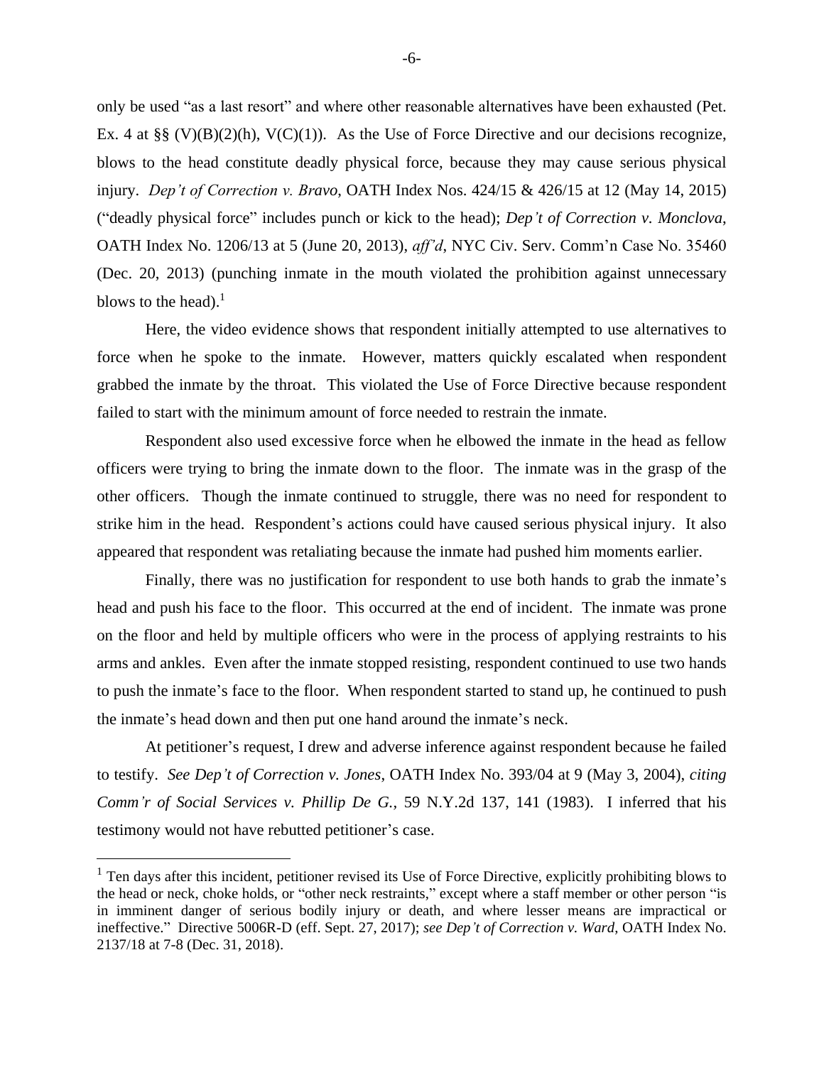only be used "as a last resort" and where other reasonable alternatives have been exhausted (Pet. Ex. 4 at §§ (V)(B)(2)(h), V(C)(1)). As the Use of Force Directive and our decisions recognize, blows to the head constitute deadly physical force, because they may cause serious physical injury. *Dep't of Correction v. Bravo*, OATH Index Nos. 424/15 & 426/15 at 12 (May 14, 2015) ("deadly physical force" includes punch or kick to the head); *Dep't of Correction v. Monclova*, OATH Index No. 1206/13 at 5 (June 20, 2013), *aff'd*, NYC Civ. Serv. Comm'n Case No. 35460 (Dec. 20, 2013) (punching inmate in the mouth violated the prohibition against unnecessary blows to the head).[1]

Here, the video evidence shows that respondent initially attempted to use alternatives to force when he spoke to the inmate. However, matters quickly escalated when respondent grabbed the inmate by the throat. This violated the Use of Force Directive because respondent failed to start with the minimum amount of force needed to restrain the inmate.

Respondent also used excessive force when he elbowed the inmate in the head as fellow officers were trying to bring the inmate down to the floor. The inmate was in the grasp of the other officers. Though the inmate continued to struggle, there was no need for respondent to strike him in the head. Respondent's actions could have caused serious physical injury. It also appeared that respondent was retaliating because the inmate had pushed him moments earlier.

Finally, there was no justification for respondent to use both hands to grab the inmate's head and push his face to the floor. This occurred at the end of incident. The inmate was prone on the floor and held by multiple officers who were in the process of applying restraints to his arms and ankles. Even after the inmate stopped resisting, respondent continued to use two hands to push the inmate's face to the floor. When respondent started to stand up, he continued to push the inmate's head down and then put one hand around the inmate's neck.

At petitioner's request, I drew and adverse inference against respondent because he failed to testify. *See Dep't of Correction v. Jones*, OATH Index No. 393/04 at 9 (May 3, 2004), *citing Comm'r of Social Services v. Phillip De G.*, 59 N.Y.2d 137, 141 (1983). I inferred that his testimony would not have rebutted petitioner's case.

---

[1] Ten days after this incident, petitioner revised its Use of Force Directive, explicitly prohibiting blows to the head or neck, choke holds, or "other neck restraints," except where a staff member or other person "is in imminent danger of serious bodily injury or death, and where lesser means are impractical or ineffective." Directive 5006R-D (eff. Sept. 27, 2017); *see Dep't of Correction v. Ward*, OATH Index No. 2137/18 at 7-8 (Dec. 31, 2018).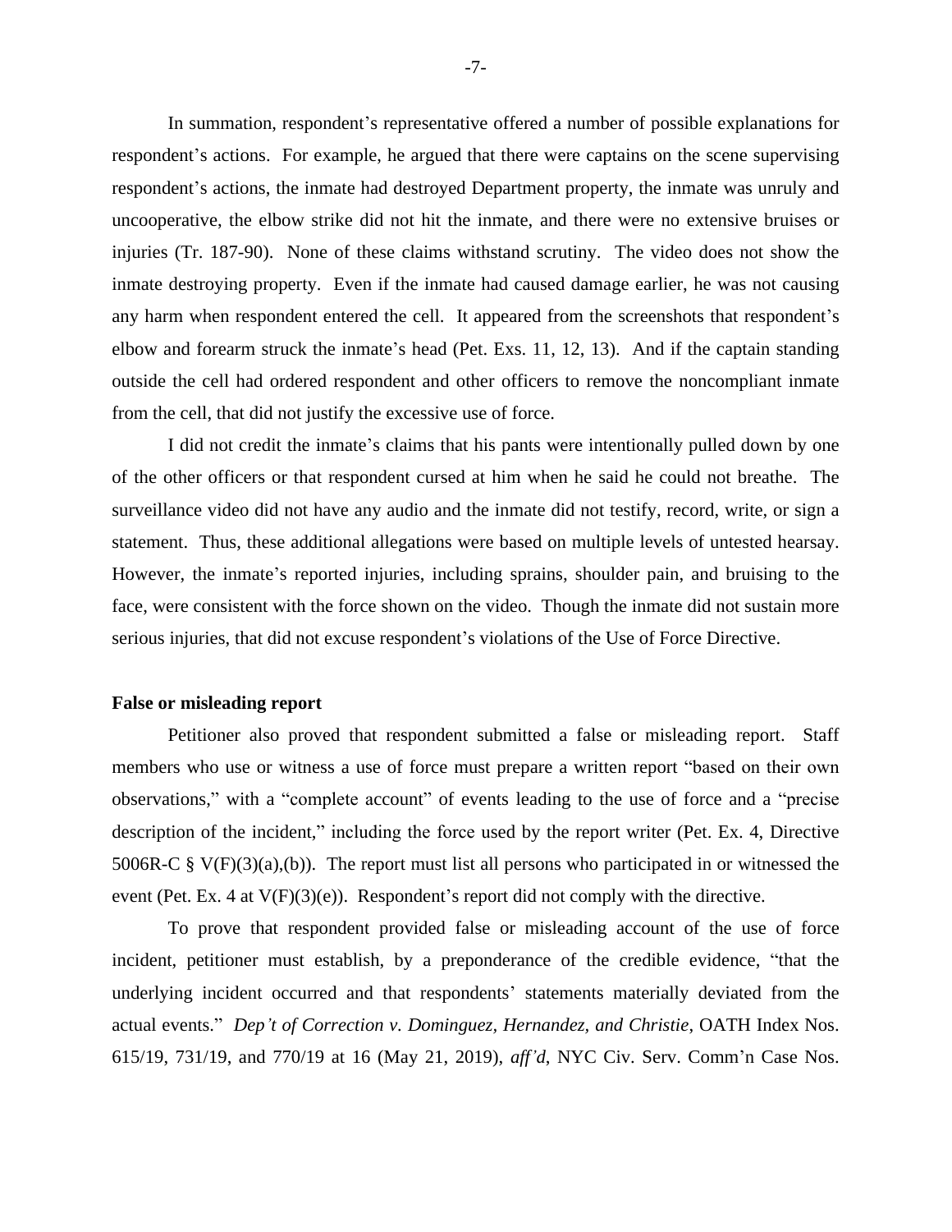In summation, respondent's representative offered a number of possible explanations for respondent's actions. For example, he argued that there were captains on the scene supervising respondent's actions, the inmate had destroyed Department property, the inmate was unruly and uncooperative, the elbow strike did not hit the inmate, and there were no extensive bruises or injuries (Tr. 187-90). None of these claims withstand scrutiny. The video does not show the inmate destroying property. Even if the inmate had caused damage earlier, he was not causing any harm when respondent entered the cell. It appeared from the screenshots that respondent's elbow and forearm struck the inmate's head (Pet. Exs. 11, 12, 13). And if the captain standing outside the cell had ordered respondent and other officers to remove the noncompliant inmate from the cell, that did not justify the excessive use of force.

I did not credit the inmate's claims that his pants were intentionally pulled down by one of the other officers or that respondent cursed at him when he said he could not breathe. The surveillance video did not have any audio and the inmate did not testify, record, write, or sign a statement. Thus, these additional allegations were based on multiple levels of untested hearsay. However, the inmate's reported injuries, including sprains, shoulder pain, and bruising to the face, were consistent with the force shown on the video. Though the inmate did not sustain more serious injuries, that did not excuse respondent's violations of the Use of Force Directive.

**False or misleading report**

Petitioner also proved that respondent submitted a false or misleading report. Staff members who use or witness a use of force must prepare a written report "based on their own observations," with a "complete account" of events leading to the use of force and a "precise description of the incident," including the force used by the report writer (Pet. Ex. 4, Directive 5006R-C § V(F)(3)(a),(b)). The report must list all persons who participated in or witnessed the event (Pet. Ex. 4 at V(F)(3)(e)). Respondent's report did not comply with the directive.

To prove that respondent provided false or misleading account of the use of force incident, petitioner must establish, by a preponderance of the credible evidence, "that the underlying incident occurred and that respondents' statements materially deviated from the actual events." *Dep't of Correction v. Dominguez, Hernandez, and Christie*, OATH Index Nos. 615/19, 731/19, and 770/19 at 16 (May 21, 2019), *aff'd*, NYC Civ. Serv. Comm'n Case Nos.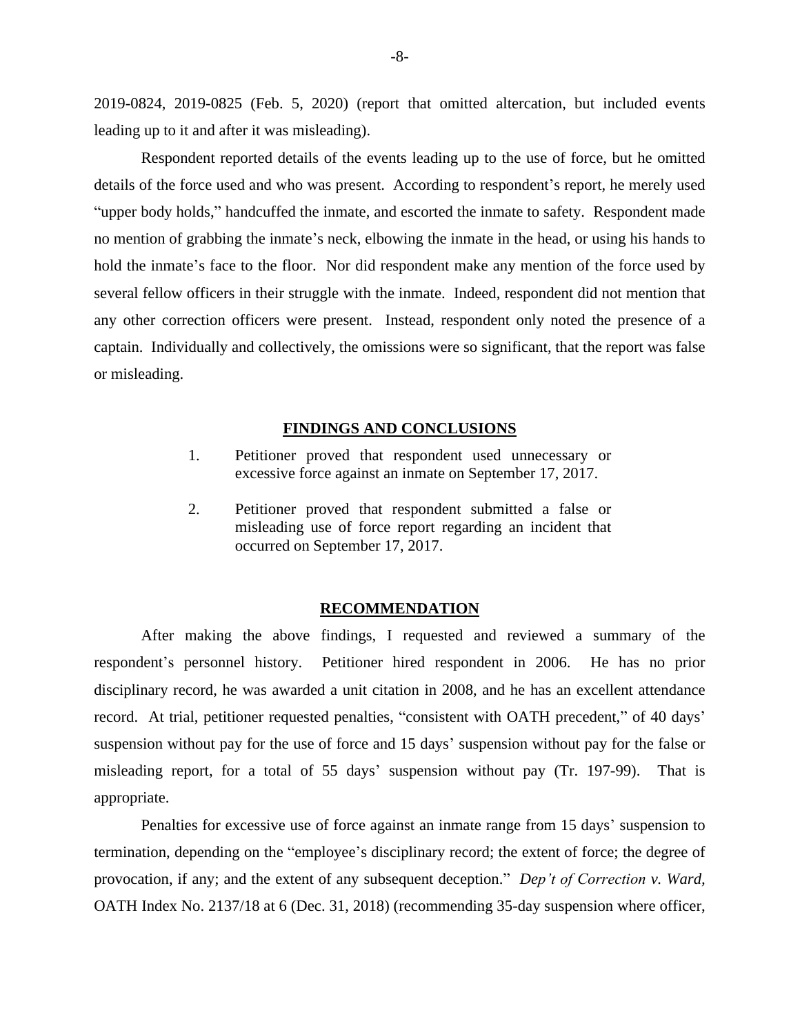2019-0824, 2019-0825 (Feb. 5, 2020) (report that omitted altercation, but included events leading up to it and after it was misleading).

Respondent reported details of the events leading up to the use of force, but he omitted details of the force used and who was present. According to respondent's report, he merely used "upper body holds," handcuffed the inmate, and escorted the inmate to safety. Respondent made no mention of grabbing the inmate's neck, elbowing the inmate in the head, or using his hands to hold the inmate's face to the floor. Nor did respondent make any mention of the force used by several fellow officers in their struggle with the inmate. Indeed, respondent did not mention that any other correction officers were present. Instead, respondent only noted the presence of a captain. Individually and collectively, the omissions were so significant, that the report was false or misleading.

## FINDINGS AND CONCLUSIONS

1. Petitioner proved that respondent used unnecessary or excessive force against an inmate on September 17, 2017.

2. Petitioner proved that respondent submitted a false or misleading use of force report regarding an incident that occurred on September 17, 2017.

## RECOMMENDATION

After making the above findings, I requested and reviewed a summary of the respondent's personnel history. Petitioner hired respondent in 2006. He has no prior disciplinary record, he was awarded a unit citation in 2008, and he has an excellent attendance record. At trial, petitioner requested penalties, "consistent with OATH precedent," of 40 days' suspension without pay for the use of force and 15 days' suspension without pay for the false or misleading report, for a total of 55 days' suspension without pay (Tr. 197-99). That is appropriate.

Penalties for excessive use of force against an inmate range from 15 days' suspension to termination, depending on the "employee's disciplinary record; the extent of force; the degree of provocation, if any; and the extent of any subsequent deception." *Dep't of Correction v. Ward*, OATH Index No. 2137/18 at 6 (Dec. 31, 2018) (recommending 35-day suspension where officer,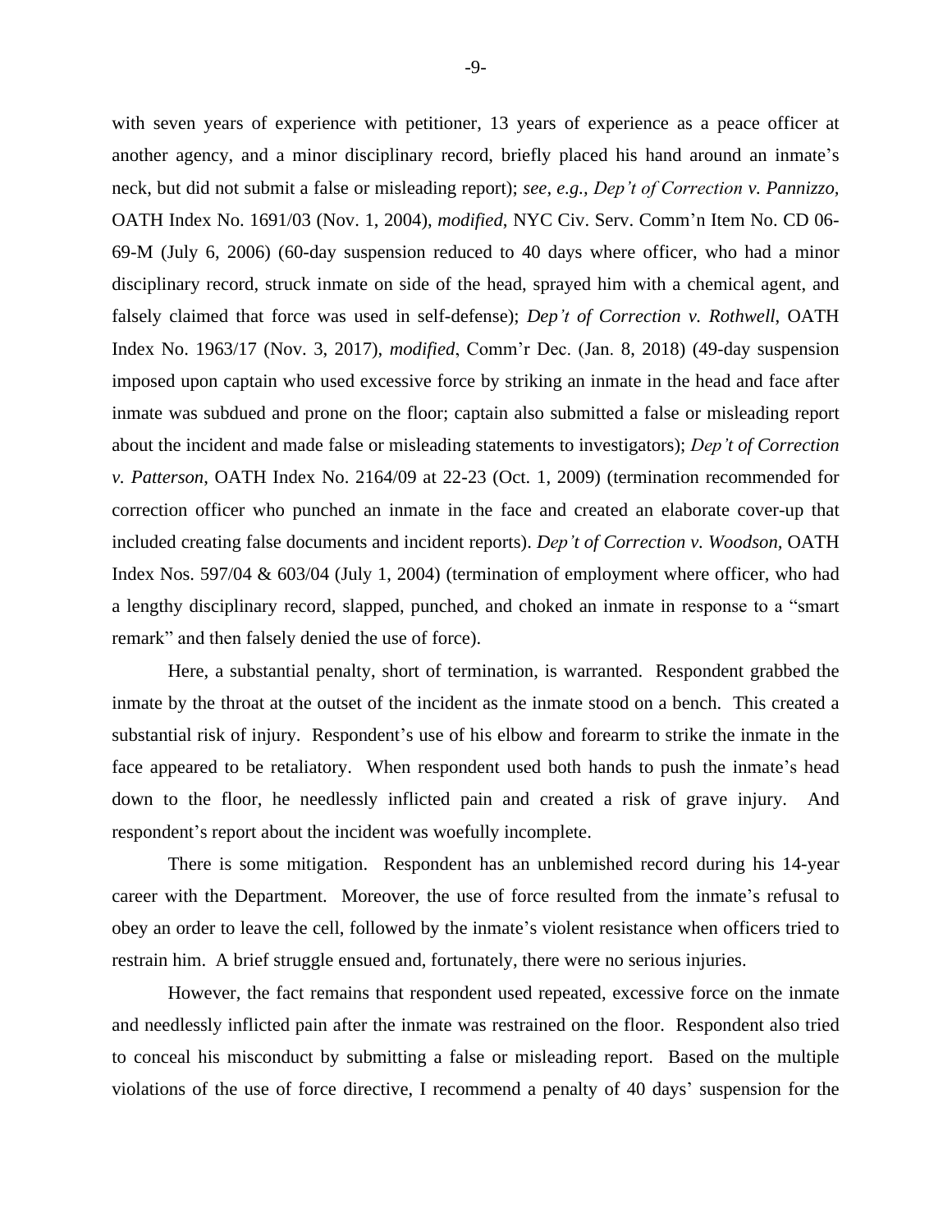with seven years of experience with petitioner, 13 years of experience as a peace officer at another agency, and a minor disciplinary record, briefly placed his hand around an inmate's neck, but did not submit a false or misleading report); *see, e.g.*, *Dep't of Correction v. Pannizzo*, OATH Index No. 1691/03 (Nov. 1, 2004), *modified*, NYC Civ. Serv. Comm'n Item No. CD 06-69-M (July 6, 2006) (60-day suspension reduced to 40 days where officer, who had a minor disciplinary record, struck inmate on side of the head, sprayed him with a chemical agent, and falsely claimed that force was used in self-defense); *Dep't of Correction v. Rothwell*, OATH Index No. 1963/17 (Nov. 3, 2017), *modified*, Comm'r Dec. (Jan. 8, 2018) (49-day suspension imposed upon captain who used excessive force by striking an inmate in the head and face after inmate was subdued and prone on the floor; captain also submitted a false or misleading report about the incident and made false or misleading statements to investigators); *Dep't of Correction v. Patterson*, OATH Index No. 2164/09 at 22-23 (Oct. 1, 2009) (termination recommended for correction officer who punched an inmate in the face and created an elaborate cover-up that included creating false documents and incident reports). *Dep't of Correction v. Woodson*, OATH Index Nos. 597/04 & 603/04 (July 1, 2004) (termination of employment where officer, who had a lengthy disciplinary record, slapped, punched, and choked an inmate in response to a "smart remark" and then falsely denied the use of force).

Here, a substantial penalty, short of termination, is warranted. Respondent grabbed the inmate by the throat at the outset of the incident as the inmate stood on a bench. This created a substantial risk of injury. Respondent's use of his elbow and forearm to strike the inmate in the face appeared to be retaliatory. When respondent used both hands to push the inmate's head down to the floor, he needlessly inflicted pain and created a risk of grave injury. And respondent's report about the incident was woefully incomplete.

There is some mitigation. Respondent has an unblemished record during his 14-year career with the Department. Moreover, the use of force resulted from the inmate's refusal to obey an order to leave the cell, followed by the inmate's violent resistance when officers tried to restrain him. A brief struggle ensued and, fortunately, there were no serious injuries.

However, the fact remains that respondent used repeated, excessive force on the inmate and needlessly inflicted pain after the inmate was restrained on the floor. Respondent also tried to conceal his misconduct by submitting a false or misleading report. Based on the multiple violations of the use of force directive, I recommend a penalty of 40 days' suspension for the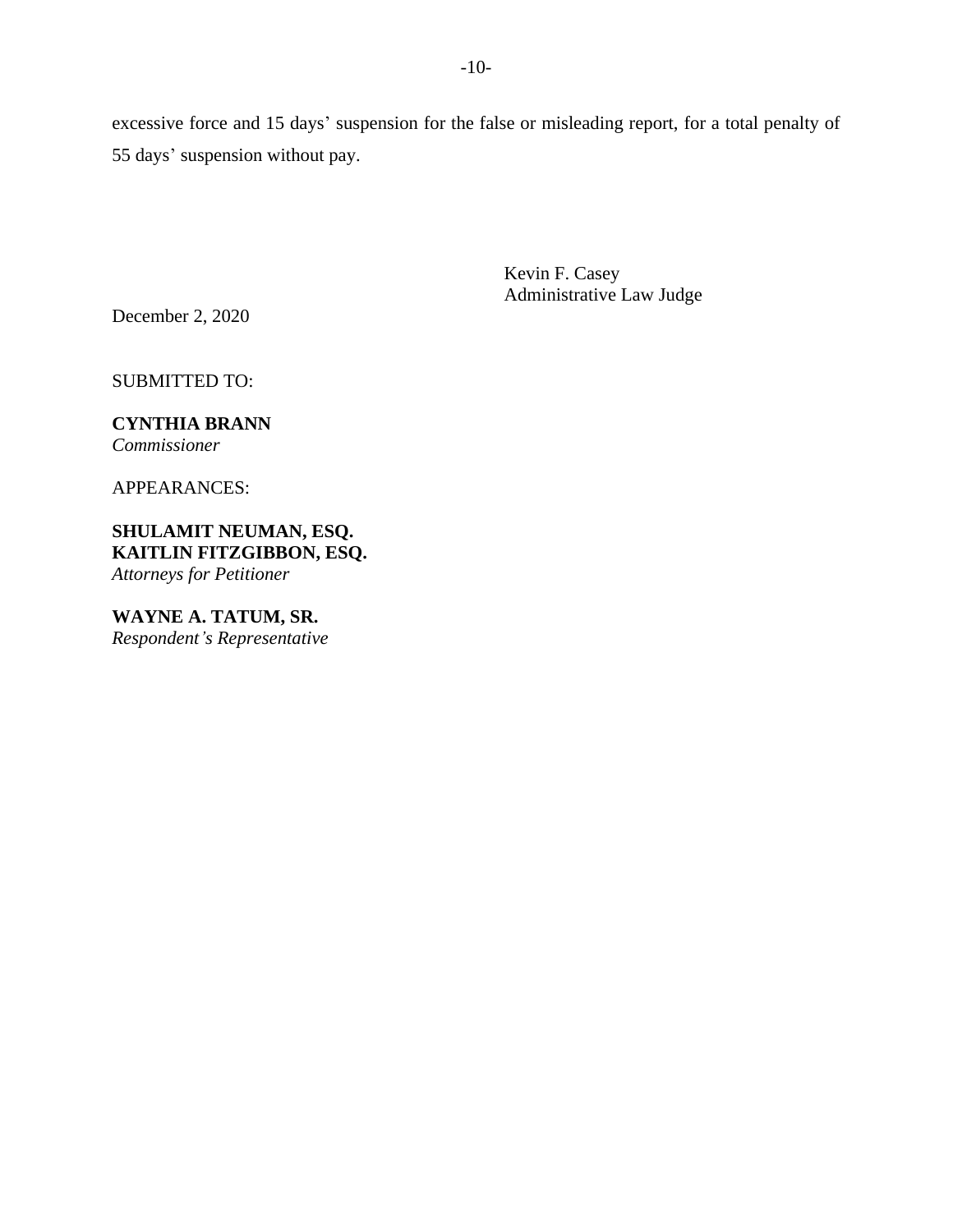excessive force and 15 days' suspension for the false or misleading report, for a total penalty of 55 days' suspension without pay.

Kevin F. Casey
Administrative Law Judge

December 2, 2020

SUBMITTED TO:

**CYNTHIA BRANN**
*Commissioner*

APPEARANCES:

**SHULAMIT NEUMAN, ESQ.**
**KAITLIN FITZGIBBON, ESQ.**
*Attorneys for Petitioner*

**WAYNE A. TATUM, SR.**
*Respondent's Representative*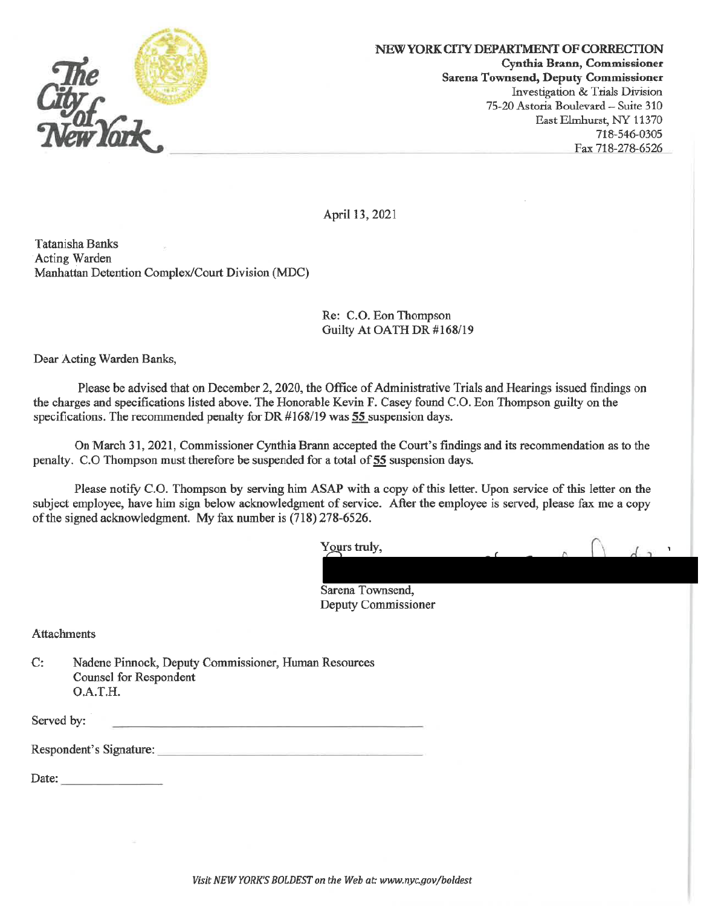**NEW YORK CITY DEPARTMENT OF CORRECTION**
**Cynthia Brann, Commissioner**
**Sarena Townsend, Deputy Commissioner**
Investigation & Trials Division
75-20 Astoria Boulevard – Suite 310
East Elmhurst, NY 11370
718-546-0305
Fax 718-278-6526

April 13, 2021

Tatanisha Banks
Acting Warden
Manhattan Detention Complex/Court Division (MDC)

Re: C.O. Eon Thompson
Guilty At OATH DR #168/19

Dear Acting Warden Banks,

Please be advised that on December 2, 2020, the Office of Administrative Trials and Hearings issued findings on the charges and specifications listed above. The Honorable Kevin F. Casey found C.O. Eon Thompson guilty on the specifications. The recommended penalty for DR #168/19 was **55** suspension days.

On March 31, 2021, Commissioner Cynthia Brann accepted the Court's findings and its recommendation as to the penalty. C.O Thompson must therefore be suspended for a total of **55** suspension days.

Please notify C.O. Thompson by serving him ASAP with a copy of this letter. Upon service of this letter on the subject employee, have him sign below acknowledgment of service. After the employee is served, please fax me a copy of the signed acknowledgment. My fax number is (718) 278-6526.

Yours truly,

Sarena Townsend,
Deputy Commissioner

Attachments

C: Nadene Pinnock, Deputy Commissioner, Human Resources
Counsel for Respondent
O.A.T.H.

Served by: ______________________________

Respondent's Signature: ______________________________

Date: ______________

*Visit NEW YORK'S BOLDEST on the Web at: www.nyc.gov/boldest*